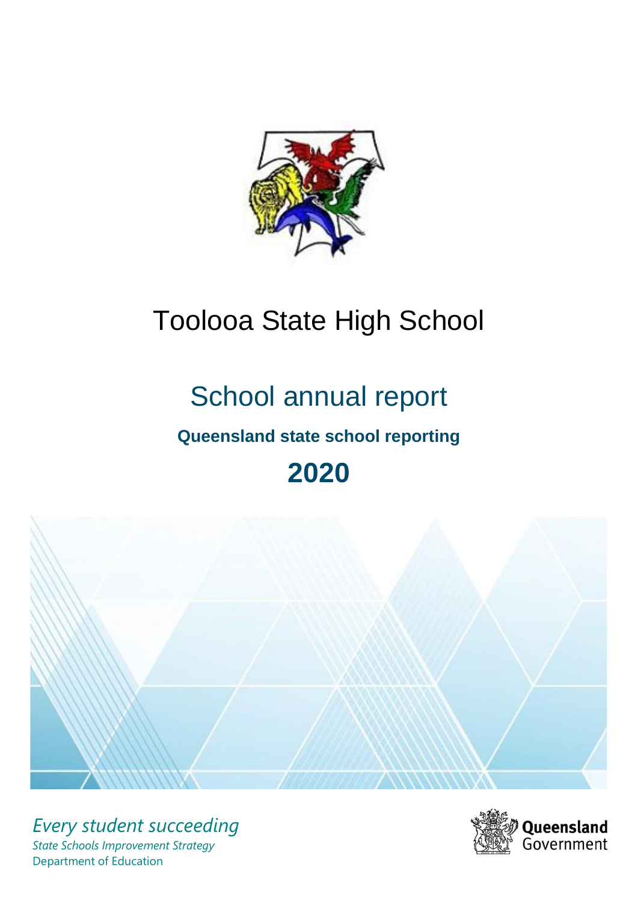# Toolooa State High School

## School annual report

**Queensland state school reporting**

## 2020

*Every student succeeding*

*State Schools Improvement Strategy*

Department of Education

Queensland Government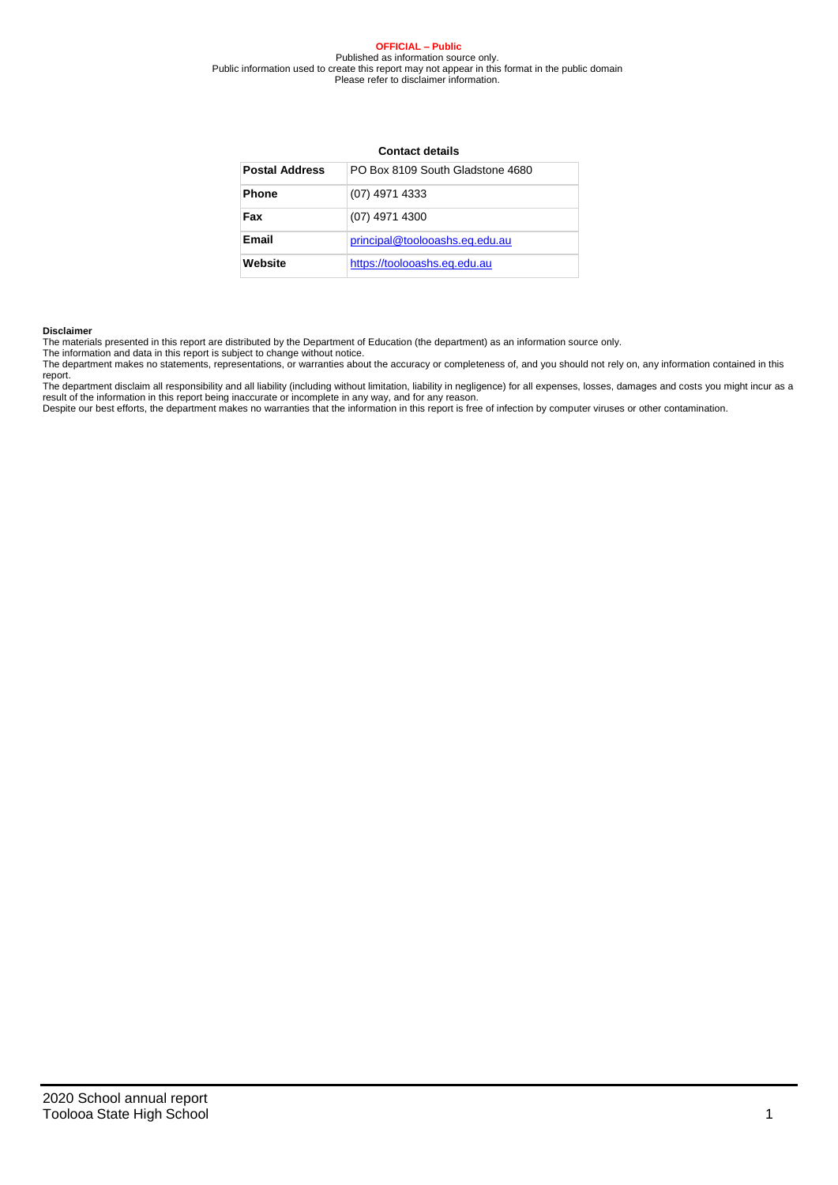**OFFICIAL – Public**

Published as information source only.
Public information used to create this report may not appear in this format in the public domain
Please refer to disclaimer information.

**Contact details**

| **Postal Address** | PO Box 8109 South Gladstone 4680 |
|---|---|
| **Phone** | (07) 4971 4333 |
| **Fax** | (07) 4971 4300 |
| **Email** | [principal@toolooashs.eq.edu.au](mailto:principal@toolooashs.eq.edu.au) |
| **Website** | [https://toolooashs.eq.edu.au](https://toolooashs.eq.edu.au) |

**Disclaimer**

The materials presented in this report are distributed by the Department of Education (the department) as an information source only.
The information and data in this report is subject to change without notice.
The department makes no statements, representations, or warranties about the accuracy or completeness of, and you should not rely on, any information contained in this report.
The department disclaim all responsibility and all liability (including without limitation, liability in negligence) for all expenses, losses, damages and costs you might incur as a result of the information in this report being inaccurate or incomplete in any way, and for any reason.
Despite our best efforts, the department makes no warranties that the information in this report is free of infection by computer viruses or other contamination.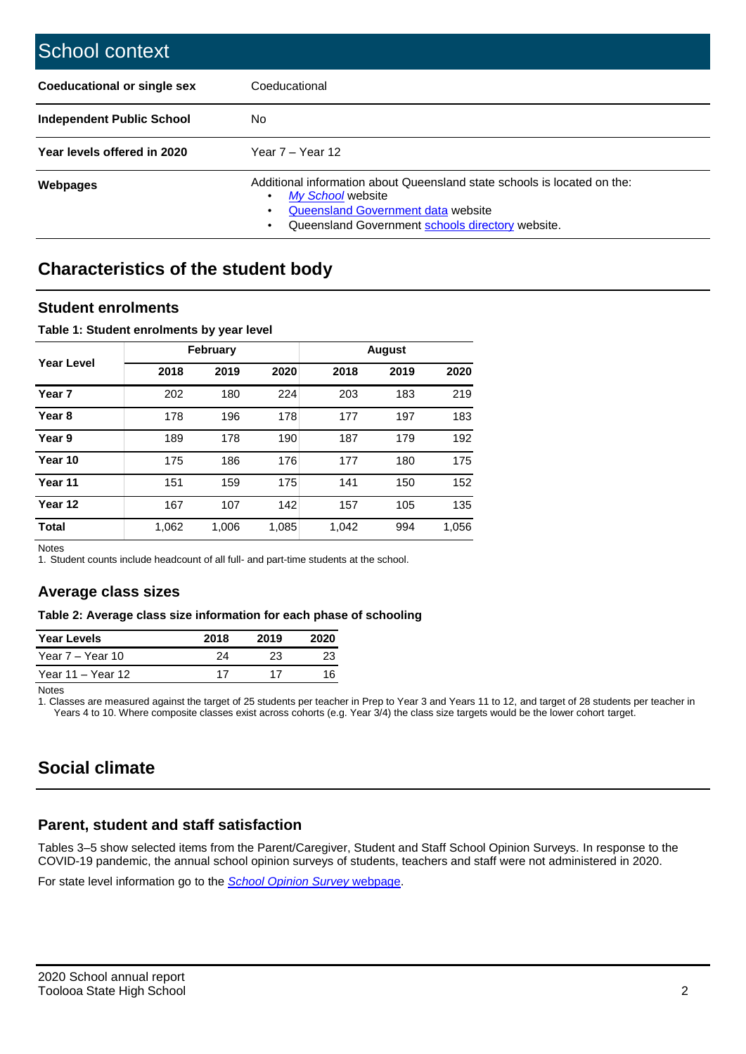## School context

| | |
|---|---|
| **Coeducational or single sex** | Coeducational |
| **Independent Public School** | No |
| **Year levels offered in 2020** | Year 7 – Year 12 |
| **Webpages** | Additional information about Queensland state schools is located on the:<br>• *My School* website<br>• Queensland Government data website<br>• Queensland Government schools directory website. |

## Characteristics of the student body

### Student enrolments

**Table 1: Student enrolments by year level**

| Year Level | February | | | August | | |
|---|---|---|---|---|---|---|
| | 2018 | 2019 | 2020 | 2018 | 2019 | 2020 |
| **Year 7** | 202 | 180 | 224 | 203 | 183 | 219 |
| **Year 8** | 178 | 196 | 178 | 177 | 197 | 183 |
| **Year 9** | 189 | 178 | 190 | 187 | 179 | 192 |
| **Year 10** | 175 | 186 | 176 | 177 | 180 | 175 |
| **Year 11** | 151 | 159 | 175 | 141 | 150 | 152 |
| **Year 12** | 167 | 107 | 142 | 157 | 105 | 135 |
| **Total** | 1,062 | 1,006 | 1,085 | 1,042 | 994 | 1,056 |

Notes

1. Student counts include headcount of all full- and part-time students at the school.

### Average class sizes

**Table 2: Average class size information for each phase of schooling**

| Year Levels | 2018 | 2019 | 2020 |
|---|---|---|---|
| Year 7 – Year 10 | 24 | 23 | 23 |
| Year 11 – Year 12 | 17 | 17 | 16 |

Notes

1. Classes are measured against the target of 25 students per teacher in Prep to Year 3 and Years 11 to 12, and target of 28 students per teacher in Years 4 to 10. Where composite classes exist across cohorts (e.g. Year 3/4) the class size targets would be the lower cohort target.

## Social climate

### Parent, student and staff satisfaction

Tables 3–5 show selected items from the Parent/Caregiver, Student and Staff School Opinion Surveys. In response to the COVID-19 pandemic, the annual school opinion surveys of students, teachers and staff were not administered in 2020.

For state level information go to the *School Opinion Survey* webpage.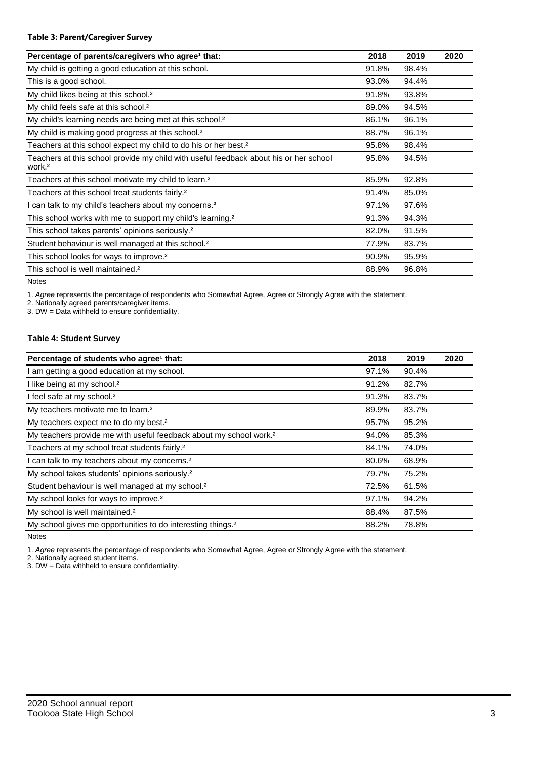#### Table 3: Parent/Caregiver Survey

| Percentage of parents/caregivers who agree[1] that: | 2018 | 2019 | 2020 |
|---|---|---|---|
| My child is getting a good education at this school. | 91.8% | 98.4% | |
| This is a good school. | 93.0% | 94.4% | |
| My child likes being at this school.[2] | 91.8% | 93.8% | |
| My child feels safe at this school.[2] | 89.0% | 94.5% | |
| My child's learning needs are being met at this school.[2] | 86.1% | 96.1% | |
| My child is making good progress at this school.[2] | 88.7% | 96.1% | |
| Teachers at this school expect my child to do his or her best.[2] | 95.8% | 98.4% | |
| Teachers at this school provide my child with useful feedback about his or her school work.[2] | 95.8% | 94.5% | |
| Teachers at this school motivate my child to learn.[2] | 85.9% | 92.8% | |
| Teachers at this school treat students fairly.[2] | 91.4% | 85.0% | |
| I can talk to my child's teachers about my concerns.[2] | 97.1% | 97.6% | |
| This school works with me to support my child's learning.[2] | 91.3% | 94.3% | |
| This school takes parents' opinions seriously.[2] | 82.0% | 91.5% | |
| Student behaviour is well managed at this school.[2] | 77.9% | 83.7% | |
| This school looks for ways to improve.[2] | 90.9% | 95.9% | |
| This school is well maintained.[2] | 88.9% | 96.8% | |

Notes

1. *Agree* represents the percentage of respondents who Somewhat Agree, Agree or Strongly Agree with the statement.
2. Nationally agreed parents/caregiver items.
3. DW = Data withheld to ensure confidentiality.

#### Table 4: Student Survey

| Percentage of students who agree[1] that: | 2018 | 2019 | 2020 |
|---|---|---|---|
| I am getting a good education at my school. | 97.1% | 90.4% | |
| I like being at my school.[2] | 91.2% | 82.7% | |
| I feel safe at my school.[2] | 91.3% | 83.7% | |
| My teachers motivate me to learn.[2] | 89.9% | 83.7% | |
| My teachers expect me to do my best.[2] | 95.7% | 95.2% | |
| My teachers provide me with useful feedback about my school work.[2] | 94.0% | 85.3% | |
| Teachers at my school treat students fairly.[2] | 84.1% | 74.0% | |
| I can talk to my teachers about my concerns.[2] | 80.6% | 68.9% | |
| My school takes students' opinions seriously.[2] | 79.7% | 75.2% | |
| Student behaviour is well managed at my school.[2] | 72.5% | 61.5% | |
| My school looks for ways to improve.[2] | 97.1% | 94.2% | |
| My school is well maintained.[2] | 88.4% | 87.5% | |
| My school gives me opportunities to do interesting things.[2] | 88.2% | 78.8% | |

Notes

1. *Agree* represents the percentage of respondents who Somewhat Agree, Agree or Strongly Agree with the statement.
2. Nationally agreed student items.
3. DW = Data withheld to ensure confidentiality.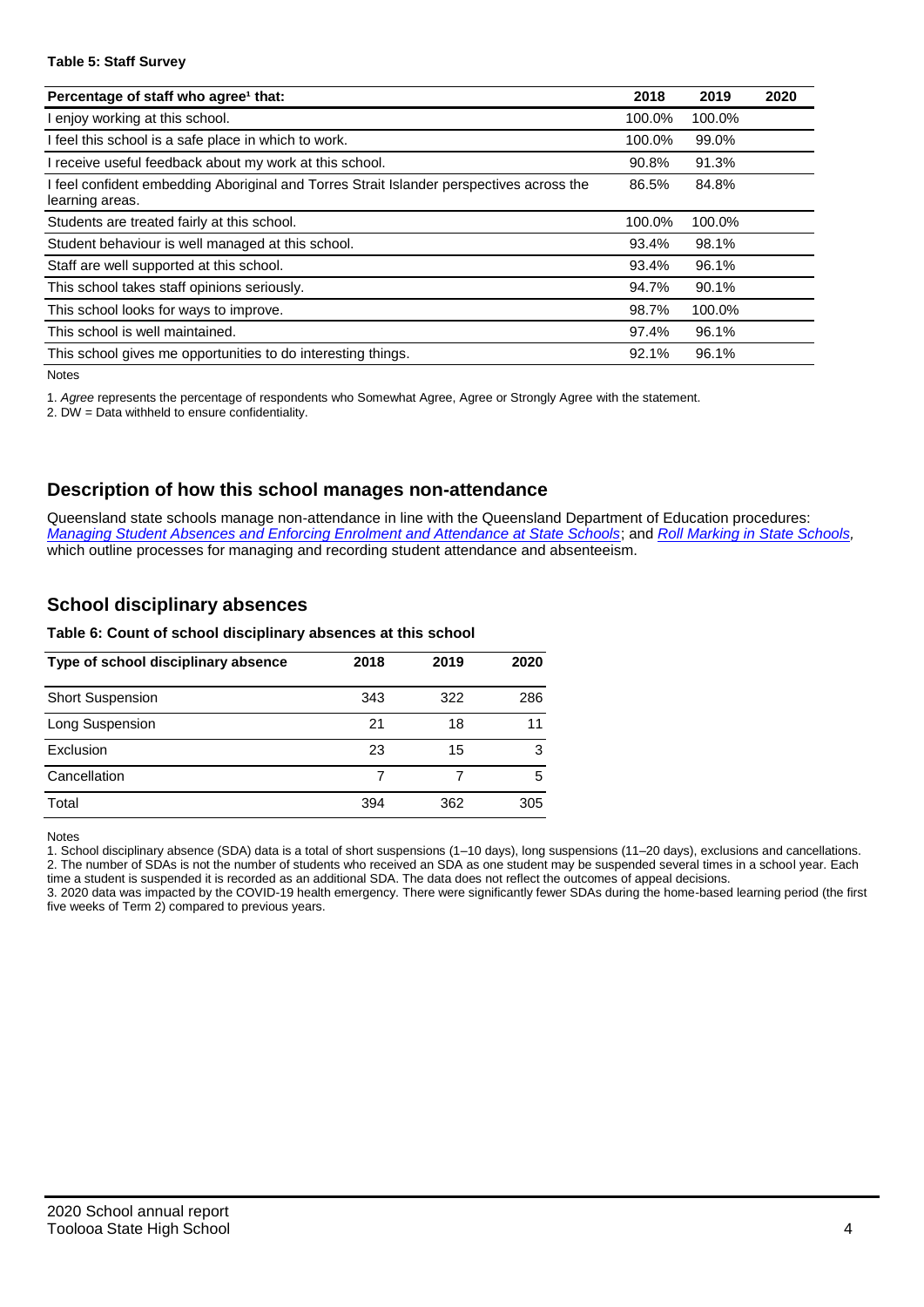**Table 5: Staff Survey**

| Percentage of staff who agree[1] that: | 2018 | 2019 | 2020 |
|---|---|---|---|
| I enjoy working at this school. | 100.0% | 100.0% | |
| I feel this school is a safe place in which to work. | 100.0% | 99.0% | |
| I receive useful feedback about my work at this school. | 90.8% | 91.3% | |
| I feel confident embedding Aboriginal and Torres Strait Islander perspectives across the learning areas. | 86.5% | 84.8% | |
| Students are treated fairly at this school. | 100.0% | 100.0% | |
| Student behaviour is well managed at this school. | 93.4% | 98.1% | |
| Staff are well supported at this school. | 93.4% | 96.1% | |
| This school takes staff opinions seriously. | 94.7% | 90.1% | |
| This school looks for ways to improve. | 98.7% | 100.0% | |
| This school is well maintained. | 97.4% | 96.1% | |
| This school gives me opportunities to do interesting things. | 92.1% | 96.1% | |

Notes

1. *Agree* represents the percentage of respondents who Somewhat Agree, Agree or Strongly Agree with the statement.

2. DW = Data withheld to ensure confidentiality.

## Description of how this school manages non-attendance

Queensland state schools manage non-attendance in line with the Queensland Department of Education procedures: *Managing Student Absences and Enforcing Enrolment and Attendance at State Schools*; and *Roll Marking in State Schools*, which outline processes for managing and recording student attendance and absenteeism.

## School disciplinary absences

**Table 6: Count of school disciplinary absences at this school**

| Type of school disciplinary absence | 2018 | 2019 | 2020 |
|---|---|---|---|
| Short Suspension | 343 | 322 | 286 |
| Long Suspension | 21 | 18 | 11 |
| Exclusion | 23 | 15 | 3 |
| Cancellation | 7 | 7 | 5 |
| Total | 394 | 362 | 305 |

Notes

1. School disciplinary absence (SDA) data is a total of short suspensions (1–10 days), long suspensions (11–20 days), exclusions and cancellations.
2. The number of SDAs is not the number of students who received an SDA as one student may be suspended several times in a school year. Each time a student is suspended it is recorded as an additional SDA. The data does not reflect the outcomes of appeal decisions.
3. 2020 data was impacted by the COVID-19 health emergency. There were significantly fewer SDAs during the home-based learning period (the first five weeks of Term 2) compared to previous years.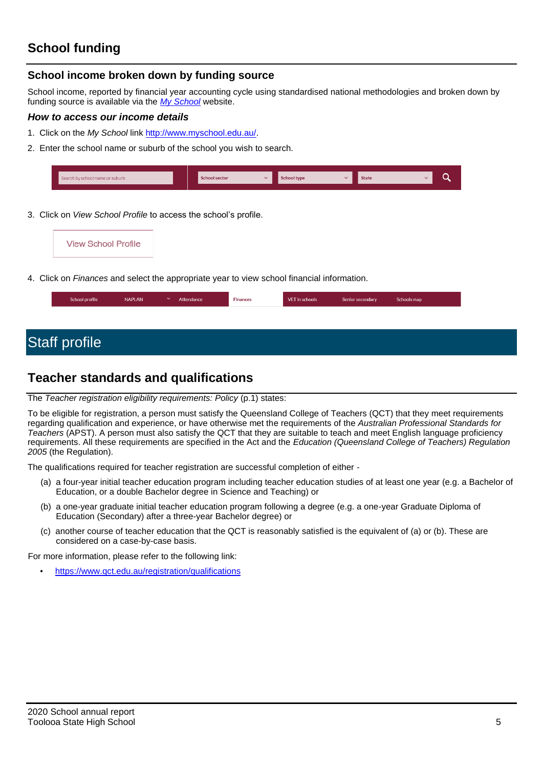## School funding

### School income broken down by funding source

School income, reported by financial year accounting cycle using standardised national methodologies and broken down by funding source is available via the *My School* website.

#### *How to access our income details*

1. Click on the *My School* link http://www.myschool.edu.au/.
2. Enter the school name or suburb of the school you wish to search.

3. Click on *View School Profile* to access the school's profile.

4. Click on *Finances* and select the appropriate year to view school financial information.

# Staff profile

## Teacher standards and qualifications

The *Teacher registration eligibility requirements: Policy* (p.1) states:

To be eligible for registration, a person must satisfy the Queensland College of Teachers (QCT) that they meet requirements regarding qualification and experience, or have otherwise met the requirements of the *Australian Professional Standards for Teachers* (APST). A person must also satisfy the QCT that they are suitable to teach and meet English language proficiency requirements. All these requirements are specified in the Act and the *Education (Queensland College of Teachers) Regulation 2005* (the Regulation).

The qualifications required for teacher registration are successful completion of either -

(a) a four-year initial teacher education program including teacher education studies of at least one year (e.g. a Bachelor of Education, or a double Bachelor degree in Science and Teaching) or

(b) a one-year graduate initial teacher education program following a degree (e.g. a one-year Graduate Diploma of Education (Secondary) after a three-year Bachelor degree) or

(c) another course of teacher education that the QCT is reasonably satisfied is the equivalent of (a) or (b). These are considered on a case-by-case basis.

For more information, please refer to the following link:

- https://www.qct.edu.au/registration/qualifications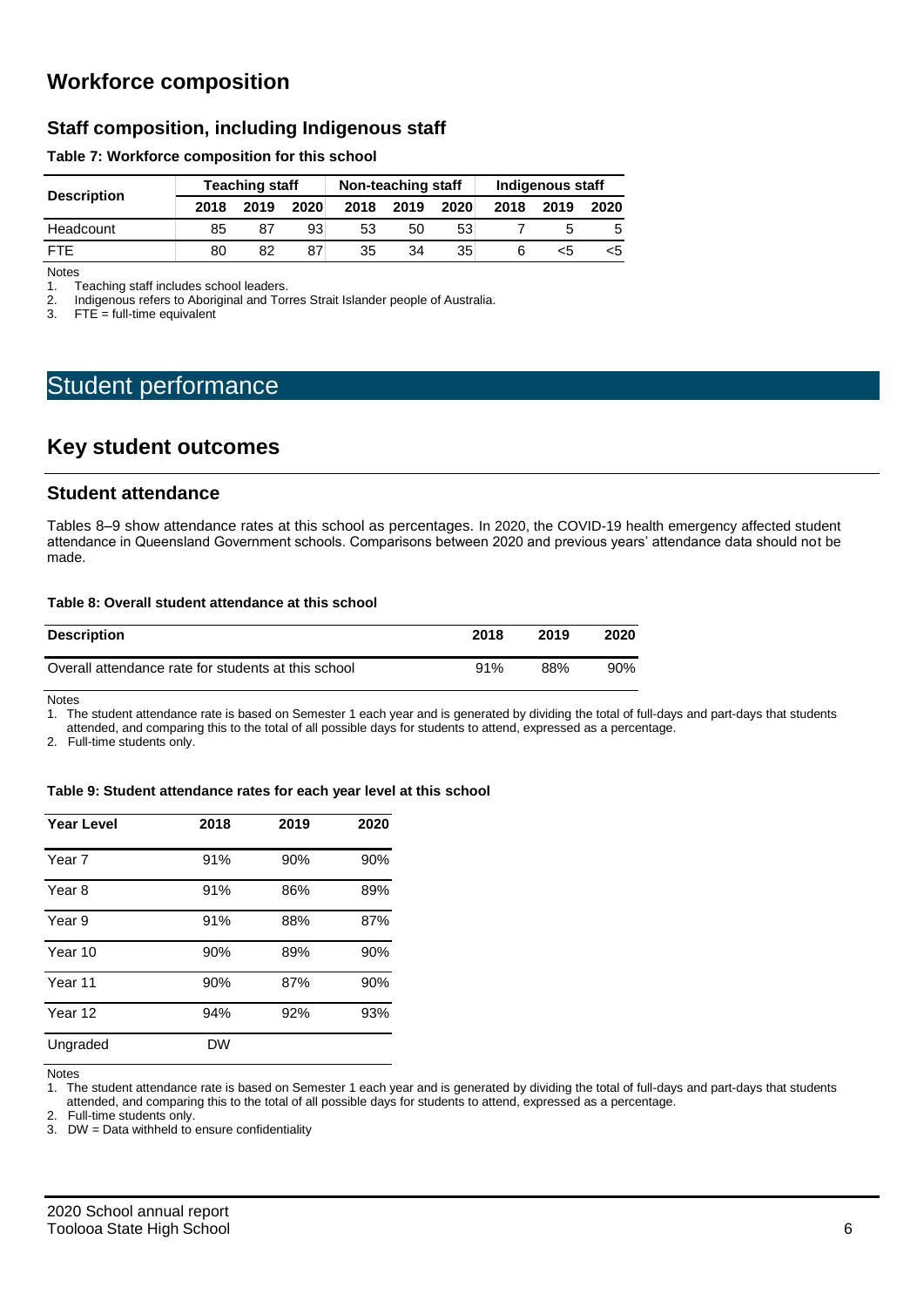## Workforce composition

### Staff composition, including Indigenous staff

**Table 7: Workforce composition for this school**

| Description | Teaching staff | | | Non-teaching staff | | | Indigenous staff | | |
|---|---|---|---|---|---|---|---|---|---|
| | 2018 | 2019 | 2020 | 2018 | 2019 | 2020 | 2018 | 2019 | 2020 |
| Headcount | 85 | 87 | 93 | 53 | 50 | 53 | 7 | 5 | 5 |
| FTE | 80 | 82 | 87 | 35 | 34 | 35 | 6 | <5 | <5 |

Notes

1. Teaching staff includes school leaders.
2. Indigenous refers to Aboriginal and Torres Strait Islander people of Australia.
3. FTE = full-time equivalent

# Student performance

## Key student outcomes

### Student attendance

Tables 8–9 show attendance rates at this school as percentages. In 2020, the COVID-19 health emergency affected student attendance in Queensland Government schools. Comparisons between 2020 and previous years' attendance data should not be made.

**Table 8: Overall student attendance at this school**

| Description | 2018 | 2019 | 2020 |
|---|---|---|---|
| Overall attendance rate for students at this school | 91% | 88% | 90% |

Notes

1. The student attendance rate is based on Semester 1 each year and is generated by dividing the total of full-days and part-days that students attended, and comparing this to the total of all possible days for students to attend, expressed as a percentage.
2. Full-time students only.

**Table 9: Student attendance rates for each year level at this school**

| Year Level | 2018 | 2019 | 2020 |
|---|---|---|---|
| Year 7 | 91% | 90% | 90% |
| Year 8 | 91% | 86% | 89% |
| Year 9 | 91% | 88% | 87% |
| Year 10 | 90% | 89% | 90% |
| Year 11 | 90% | 87% | 90% |
| Year 12 | 94% | 92% | 93% |
| Ungraded | DW | | |

Notes

1. The student attendance rate is based on Semester 1 each year and is generated by dividing the total of full-days and part-days that students attended, and comparing this to the total of all possible days for students to attend, expressed as a percentage.
2. Full-time students only.
3. DW = Data withheld to ensure confidentiality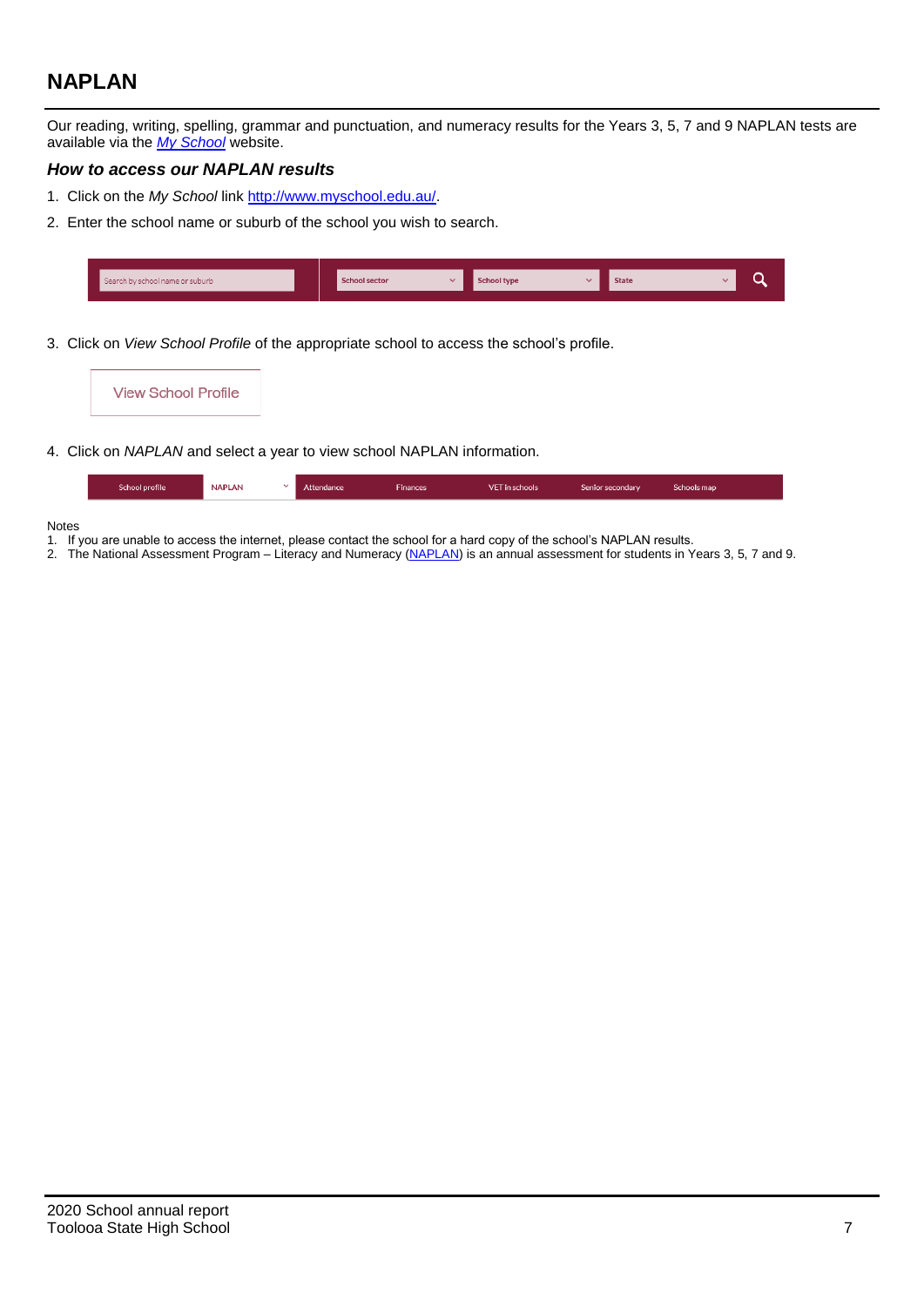# NAPLAN

Our reading, writing, spelling, grammar and punctuation, and numeracy results for the Years 3, 5, 7 and 9 NAPLAN tests are available via the *My School* website.

### *How to access our NAPLAN results*

1. Click on the *My School* link http://www.myschool.edu.au/.
2. Enter the school name or suburb of the school you wish to search.

Search by school name or suburb | School sector | School type | State

3. Click on *View School Profile* of the appropriate school to access the school's profile.

View School Profile

4. Click on *NAPLAN* and select a year to view school NAPLAN information.

School profile | NAPLAN | Attendance | Finances | VET in schools | Senior secondary | Schools map

Notes

1. If you are unable to access the internet, please contact the school for a hard copy of the school's NAPLAN results.
2. The National Assessment Program – Literacy and Numeracy (NAPLAN) is an annual assessment for students in Years 3, 5, 7 and 9.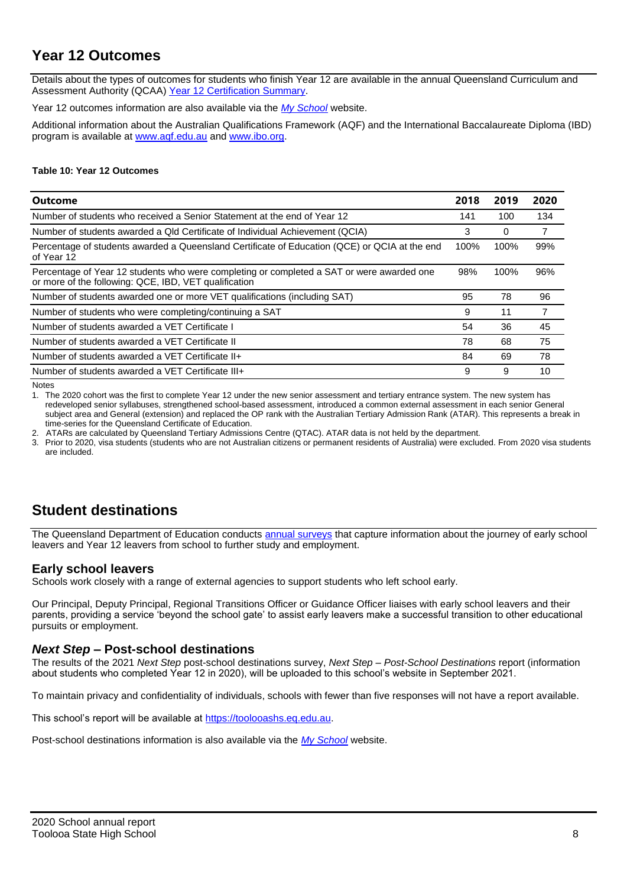## Year 12 Outcomes

Details about the types of outcomes for students who finish Year 12 are available in the annual Queensland Curriculum and Assessment Authority (QCAA) Year 12 Certification Summary.

Year 12 outcomes information are also available via the *My School* website.

Additional information about the Australian Qualifications Framework (AQF) and the International Baccalaureate Diploma (IBD) program is available at www.aqf.edu.au and www.ibo.org.

**Table 10: Year 12 Outcomes**

| Outcome | 2018 | 2019 | 2020 |
|---|---|---|---|
| Number of students who received a Senior Statement at the end of Year 12 | 141 | 100 | 134 |
| Number of students awarded a Qld Certificate of Individual Achievement (QCIA) | 3 | 0 | 7 |
| Percentage of students awarded a Queensland Certificate of Education (QCE) or QCIA at the end of Year 12 | 100% | 100% | 99% |
| Percentage of Year 12 students who were completing or completed a SAT or were awarded one or more of the following: QCE, IBD, VET qualification | 98% | 100% | 96% |
| Number of students awarded one or more VET qualifications (including SAT) | 95 | 78 | 96 |
| Number of students who were completing/continuing a SAT | 9 | 11 | 7 |
| Number of students awarded a VET Certificate I | 54 | 36 | 45 |
| Number of students awarded a VET Certificate II | 78 | 68 | 75 |
| Number of students awarded a VET Certificate II+ | 84 | 69 | 78 |
| Number of students awarded a VET Certificate III+ | 9 | 9 | 10 |

Notes

1. The 2020 cohort was the first to complete Year 12 under the new senior assessment and tertiary entrance system. The new system has redeveloped senior syllabuses, strengthened school-based assessment, introduced a common external assessment in each senior General subject area and General (extension) and replaced the OP rank with the Australian Tertiary Admission Rank (ATAR). This represents a break in time-series for the Queensland Certificate of Education.
2. ATARs are calculated by Queensland Tertiary Admissions Centre (QTAC). ATAR data is not held by the department.
3. Prior to 2020, visa students (students who are not Australian citizens or permanent residents of Australia) were excluded. From 2020 visa students are included.

## Student destinations

The Queensland Department of Education conducts annual surveys that capture information about the journey of early school leavers and Year 12 leavers from school to further study and employment.

### Early school leavers

Schools work closely with a range of external agencies to support students who left school early.

Our Principal, Deputy Principal, Regional Transitions Officer or Guidance Officer liaises with early school leavers and their parents, providing a service 'beyond the school gate' to assist early leavers make a successful transition to other educational pursuits or employment.

### *Next Step* – Post-school destinations

The results of the 2021 *Next Step* post-school destinations survey, *Next Step – Post-School Destinations* report (information about students who completed Year 12 in 2020), will be uploaded to this school's website in September 2021.

To maintain privacy and confidentiality of individuals, schools with fewer than five responses will not have a report available.

This school's report will be available at https://toolooashs.eq.edu.au.

Post-school destinations information is also available via the *My School* website.